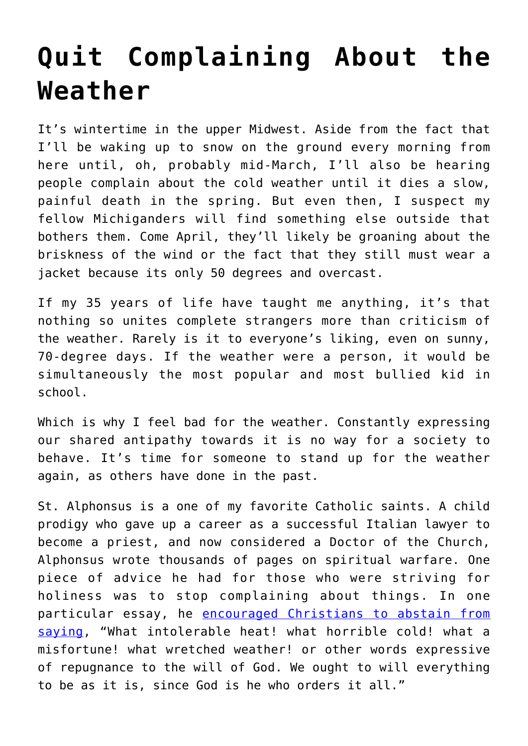# Quit Complaining About the Weather

It's wintertime in the upper Midwest. Aside from the fact that I'll be waking up to snow on the ground every morning from here until, oh, probably mid-March, I'll also be hearing people complain about the cold weather until it dies a slow, painful death in the spring. But even then, I suspect my fellow Michiganders will find something else outside that bothers them. Come April, they'll likely be groaning about the briskness of the wind or the fact that they still must wear a jacket because its only 50 degrees and overcast.

If my 35 years of life have taught me anything, it's that nothing so unites complete strangers more than criticism of the weather. Rarely is it to everyone's liking, even on sunny, 70-degree days. If the weather were a person, it would be simultaneously the most popular and most bullied kid in school.

Which is why I feel bad for the weather. Constantly expressing our shared antipathy towards it is no way for a society to behave. It's time for someone to stand up for the weather again, as others have done in the past.

St. Alphonsus is a one of my favorite Catholic saints. A child prodigy who gave up a career as a successful Italian lawyer to become a priest, and now considered a Doctor of the Church, Alphonsus wrote thousands of pages on spiritual warfare. One piece of advice he had for those who were striving for holiness was to stop complaining about things. In one particular essay, he encouraged Christians to abstain from saying, "What intolerable heat! what horrible cold! what a misfortune! what wretched weather! or other words expressive of repugnance to the will of God. We ought to will everything to be as it is, since God is he who orders it all."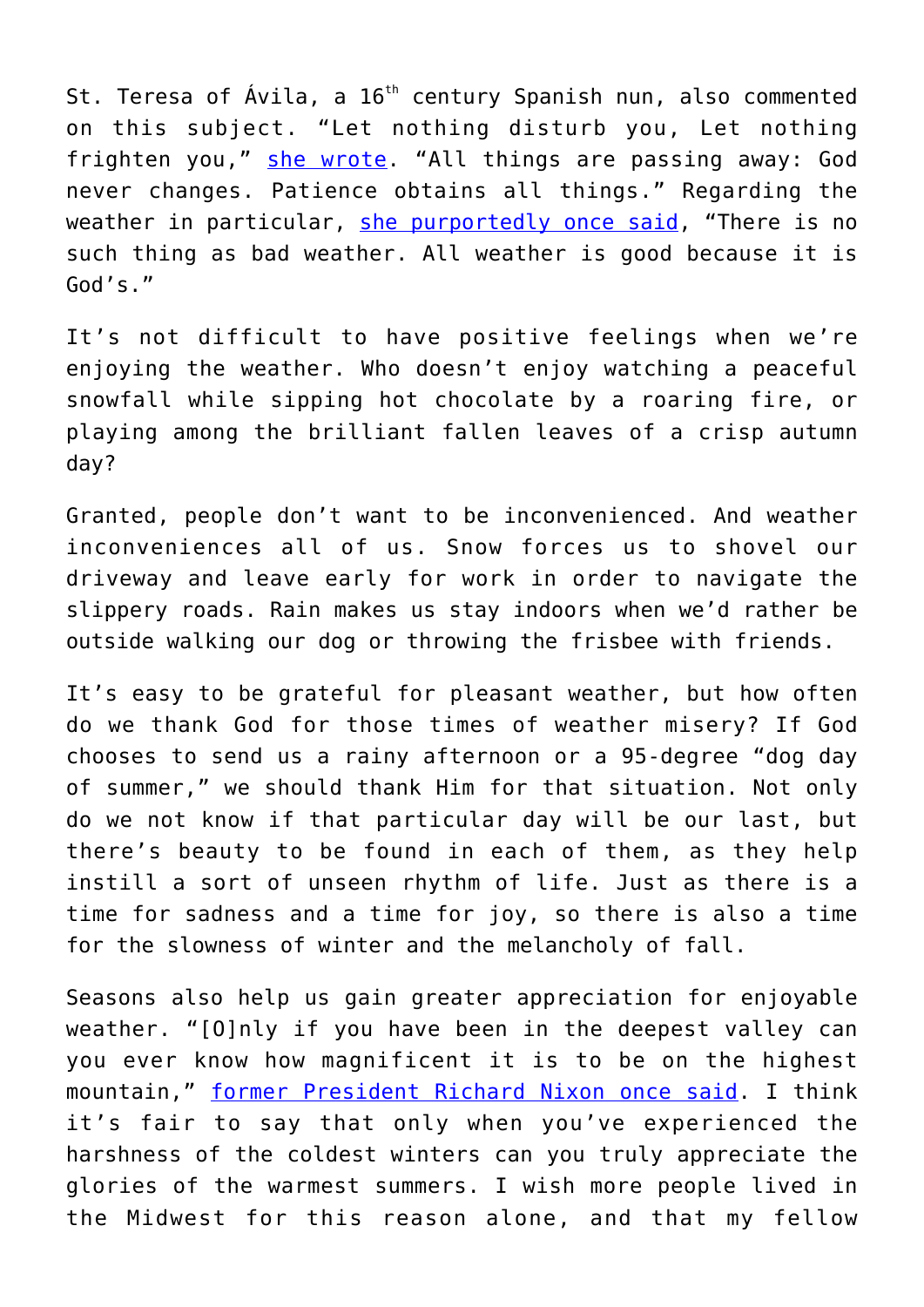St. Teresa of Ávila, a 16th century Spanish nun, also commented on this subject. “Let nothing disturb you, Let nothing frighten you,” [she wrote]. “All things are passing away: God never changes. Patience obtains all things.” Regarding the weather in particular, [she purportedly once said], “There is no such thing as bad weather. All weather is good because it is God’s.”

It’s not difficult to have positive feelings when we’re enjoying the weather. Who doesn’t enjoy watching a peaceful snowfall while sipping hot chocolate by a roaring fire, or playing among the brilliant fallen leaves of a crisp autumn day?

Granted, people don’t want to be inconvenienced. And weather inconveniences all of us. Snow forces us to shovel our driveway and leave early for work in order to navigate the slippery roads. Rain makes us stay indoors when we’d rather be outside walking our dog or throwing the frisbee with friends.

It’s easy to be grateful for pleasant weather, but how often do we thank God for those times of weather misery? If God chooses to send us a rainy afternoon or a 95-degree “dog day of summer,” we should thank Him for that situation. Not only do we not know if that particular day will be our last, but there’s beauty to be found in each of them, as they help instill a sort of unseen rhythm of life. Just as there is a time for sadness and a time for joy, so there is also a time for the slowness of winter and the melancholy of fall.

Seasons also help us gain greater appreciation for enjoyable weather. “[O]nly if you have been in the deepest valley can you ever know how magnificent it is to be on the highest mountain,” [former President Richard Nixon once said]. I think it’s fair to say that only when you’ve experienced the harshness of the coldest winters can you truly appreciate the glories of the warmest summers. I wish more people lived in the Midwest for this reason alone, and that my fellow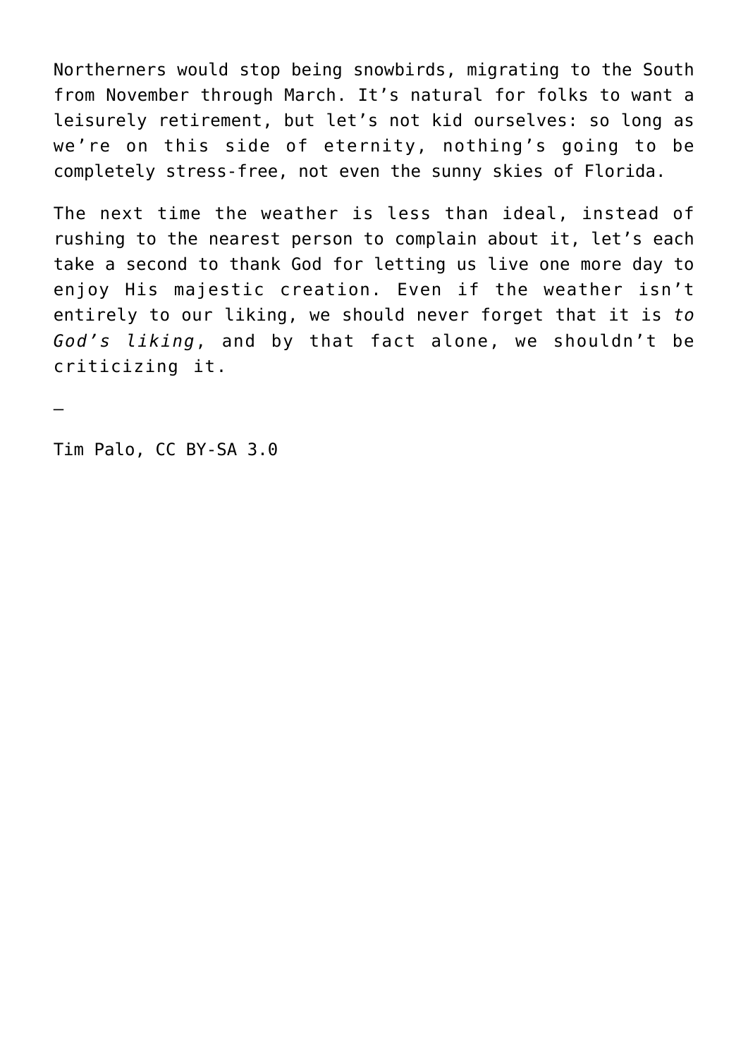Northerners would stop being snowbirds, migrating to the South from November through March. It's natural for folks to want a leisurely retirement, but let's not kid ourselves: so long as we're on this side of eternity, nothing's going to be completely stress-free, not even the sunny skies of Florida.

The next time the weather is less than ideal, instead of rushing to the nearest person to complain about it, let's each take a second to thank God for letting us live one more day to enjoy His majestic creation. Even if the weather isn't entirely to our liking, we should never forget that it is *to God's liking*, and by that fact alone, we shouldn't be criticizing it.

—

Tim Palo, CC BY-SA 3.0